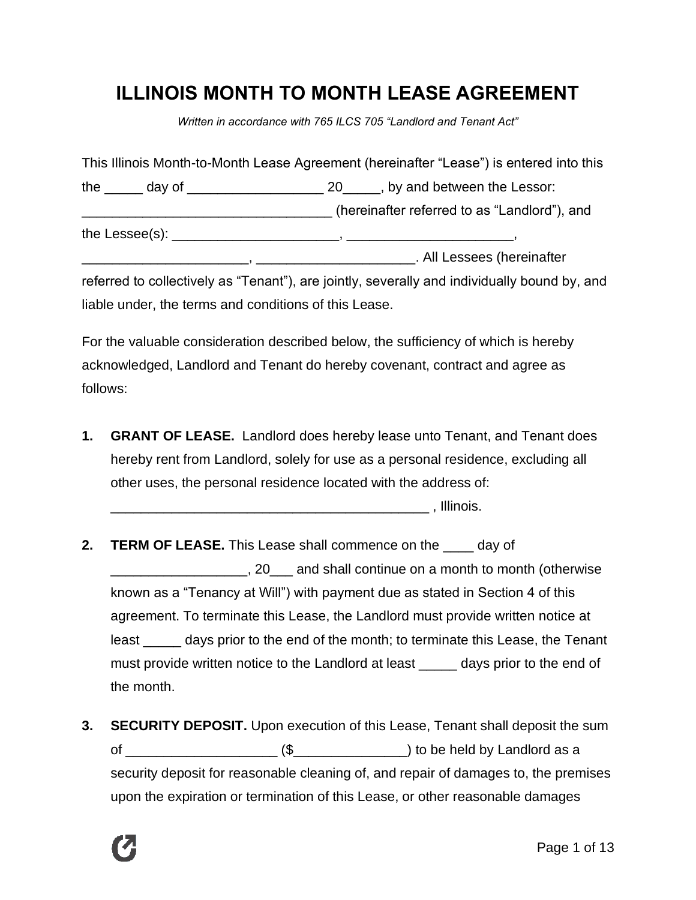# ILLINOIS MONTH TO MONTH LEASE AGREEMENT

*Written in accordance with 765 ILCS 705 "Landlord and Tenant Act"*

This Illinois Month-to-Month Lease Agreement (hereinafter "Lease") is entered into this the _____ day of __________________ 20_____, by and between the Lessor: _________________________________ (hereinafter referred to as "Landlord"), and the Lessee(s): ______________________, ______________________, ______________________, _____________________. All Lessees (hereinafter referred to collectively as "Tenant"), are jointly, severally and individually bound by, and liable under, the terms and conditions of this Lease.

For the valuable consideration described below, the sufficiency of which is hereby acknowledged, Landlord and Tenant do hereby covenant, contract and agree as follows:

1. **GRANT OF LEASE.** Landlord does hereby lease unto Tenant, and Tenant does hereby rent from Landlord, solely for use as a personal residence, excluding all other uses, the personal residence located with the address of: ___________________________________________ , Illinois.

2. **TERM OF LEASE.** This Lease shall commence on the ____ day of __________________, 20___ and shall continue on a month to month (otherwise known as a "Tenancy at Will") with payment due as stated in Section 4 of this agreement. To terminate this Lease, the Landlord must provide written notice at least _____ days prior to the end of the month; to terminate this Lease, the Tenant must provide written notice to the Landlord at least _____ days prior to the end of the month.

3. **SECURITY DEPOSIT.** Upon execution of this Lease, Tenant shall deposit the sum of ____________________ ($_______________) to be held by Landlord as a security deposit for reasonable cleaning of, and repair of damages to, the premises upon the expiration or termination of this Lease, or other reasonable damages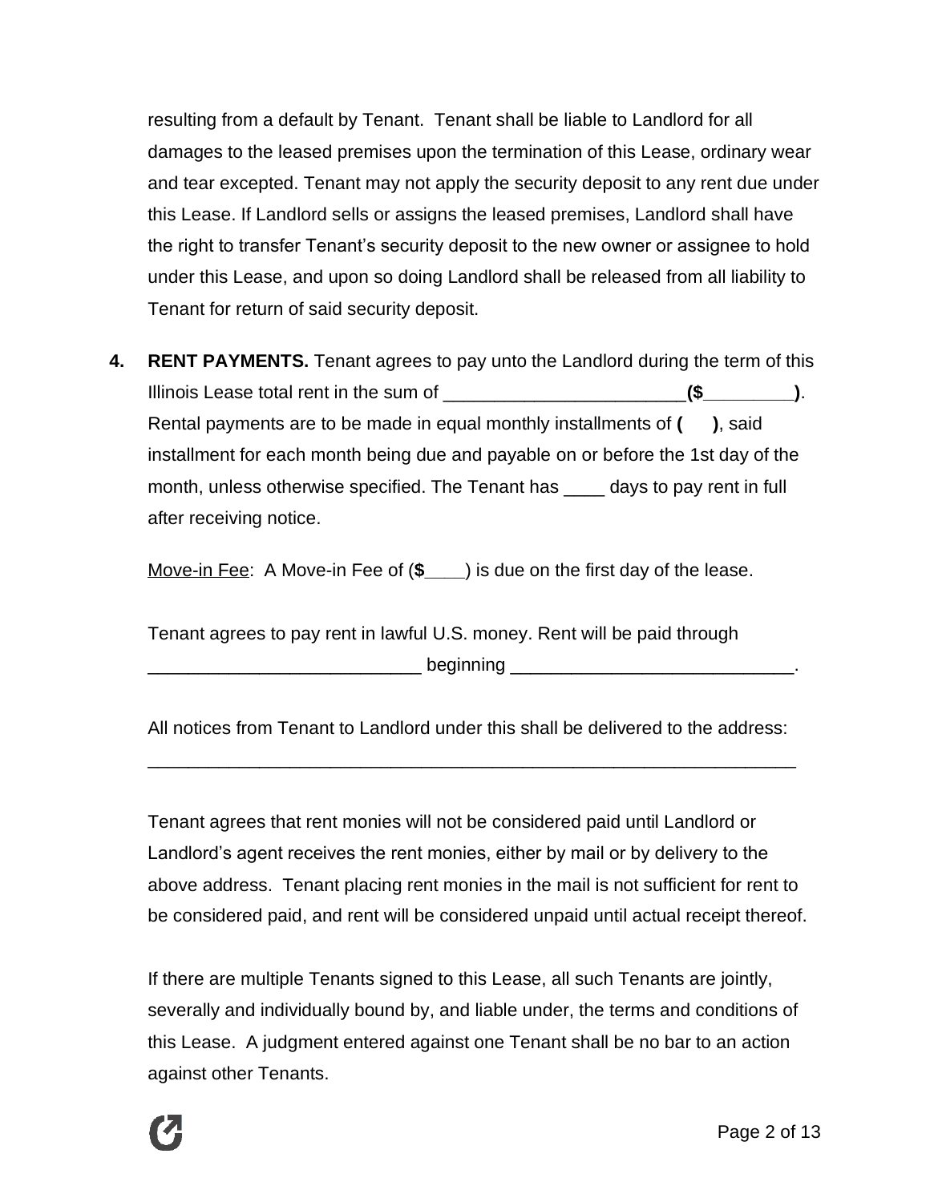resulting from a default by Tenant. Tenant shall be liable to Landlord for all damages to the leased premises upon the termination of this Lease, ordinary wear and tear excepted. Tenant may not apply the security deposit to any rent due under this Lease. If Landlord sells or assigns the leased premises, Landlord shall have the right to transfer Tenant's security deposit to the new owner or assignee to hold under this Lease, and upon so doing Landlord shall be released from all liability to Tenant for return of said security deposit.

**4. RENT PAYMENTS.** Tenant agrees to pay unto the Landlord during the term of this Illinois Lease total rent in the sum of ________________________ **($________)**. Rental payments are to be made in equal monthly installments of **(      )**, said installment for each month being due and payable on or before the 1st day of the month, unless otherwise specified. The Tenant has ____ days to pay rent in full after receiving notice.

Move-in Fee: A Move-in Fee of (**$**____) is due on the first day of the lease.

Tenant agrees to pay rent in lawful U.S. money. Rent will be paid through ___________________________ beginning ____________________________.

All notices from Tenant to Landlord under this shall be delivered to the address: _________________________________________________________________

Tenant agrees that rent monies will not be considered paid until Landlord or Landlord's agent receives the rent monies, either by mail or by delivery to the above address. Tenant placing rent monies in the mail is not sufficient for rent to be considered paid, and rent will be considered unpaid until actual receipt thereof.

If there are multiple Tenants signed to this Lease, all such Tenants are jointly, severally and individually bound by, and liable under, the terms and conditions of this Lease. A judgment entered against one Tenant shall be no bar to an action against other Tenants.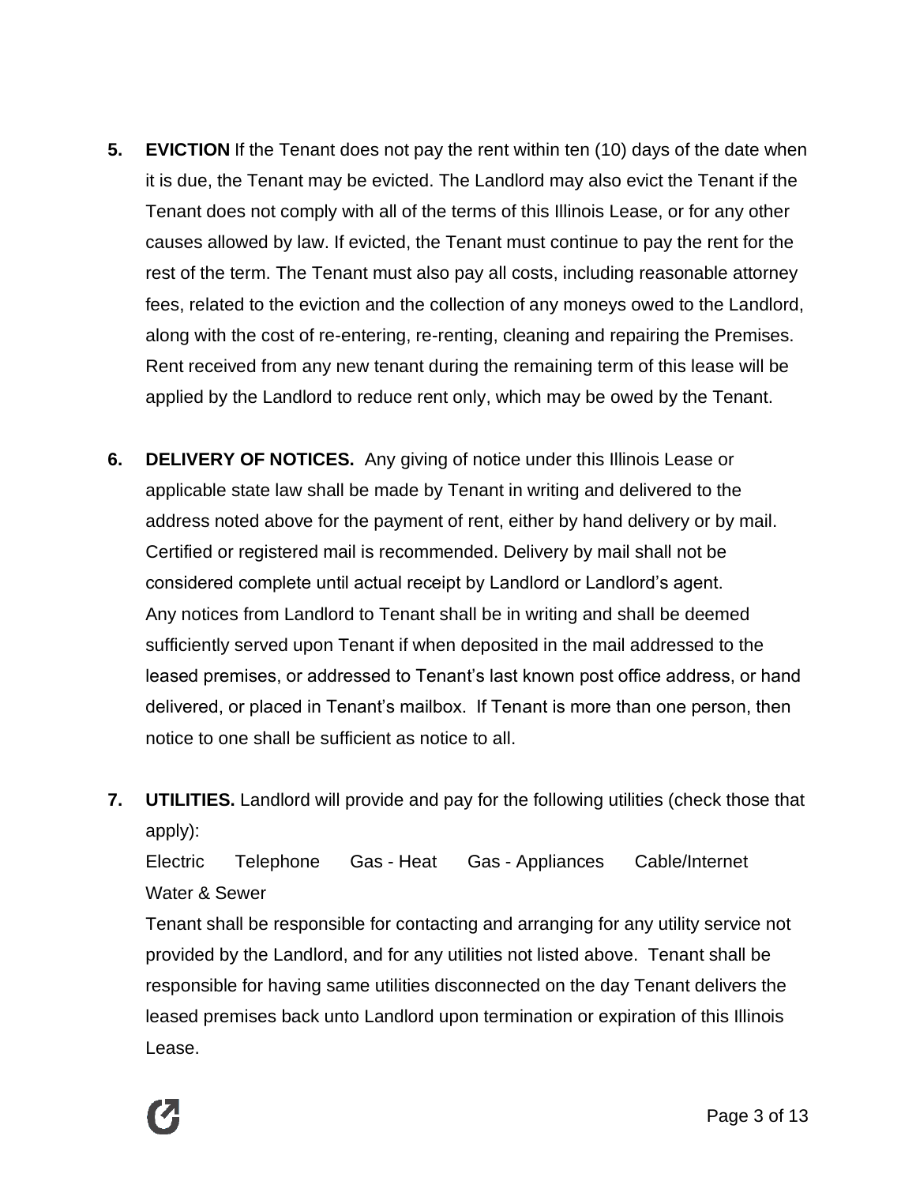**5. EVICTION** If the Tenant does not pay the rent within ten (10) days of the date when it is due, the Tenant may be evicted. The Landlord may also evict the Tenant if the Tenant does not comply with all of the terms of this Illinois Lease, or for any other causes allowed by law. If evicted, the Tenant must continue to pay the rent for the rest of the term. The Tenant must also pay all costs, including reasonable attorney fees, related to the eviction and the collection of any moneys owed to the Landlord, along with the cost of re-entering, re-renting, cleaning and repairing the Premises. Rent received from any new tenant during the remaining term of this lease will be applied by the Landlord to reduce rent only, which may be owed by the Tenant.

**6. DELIVERY OF NOTICES.** Any giving of notice under this Illinois Lease or applicable state law shall be made by Tenant in writing and delivered to the address noted above for the payment of rent, either by hand delivery or by mail. Certified or registered mail is recommended. Delivery by mail shall not be considered complete until actual receipt by Landlord or Landlord's agent. Any notices from Landlord to Tenant shall be in writing and shall be deemed sufficiently served upon Tenant if when deposited in the mail addressed to the leased premises, or addressed to Tenant's last known post office address, or hand delivered, or placed in Tenant's mailbox. If Tenant is more than one person, then notice to one shall be sufficient as notice to all.

**7. UTILITIES.** Landlord will provide and pay for the following utilities (check those that apply):

Electric Telephone Gas - Heat Gas - Appliances Cable/Internet Water & Sewer

Tenant shall be responsible for contacting and arranging for any utility service not provided by the Landlord, and for any utilities not listed above. Tenant shall be responsible for having same utilities disconnected on the day Tenant delivers the leased premises back unto Landlord upon termination or expiration of this Illinois Lease.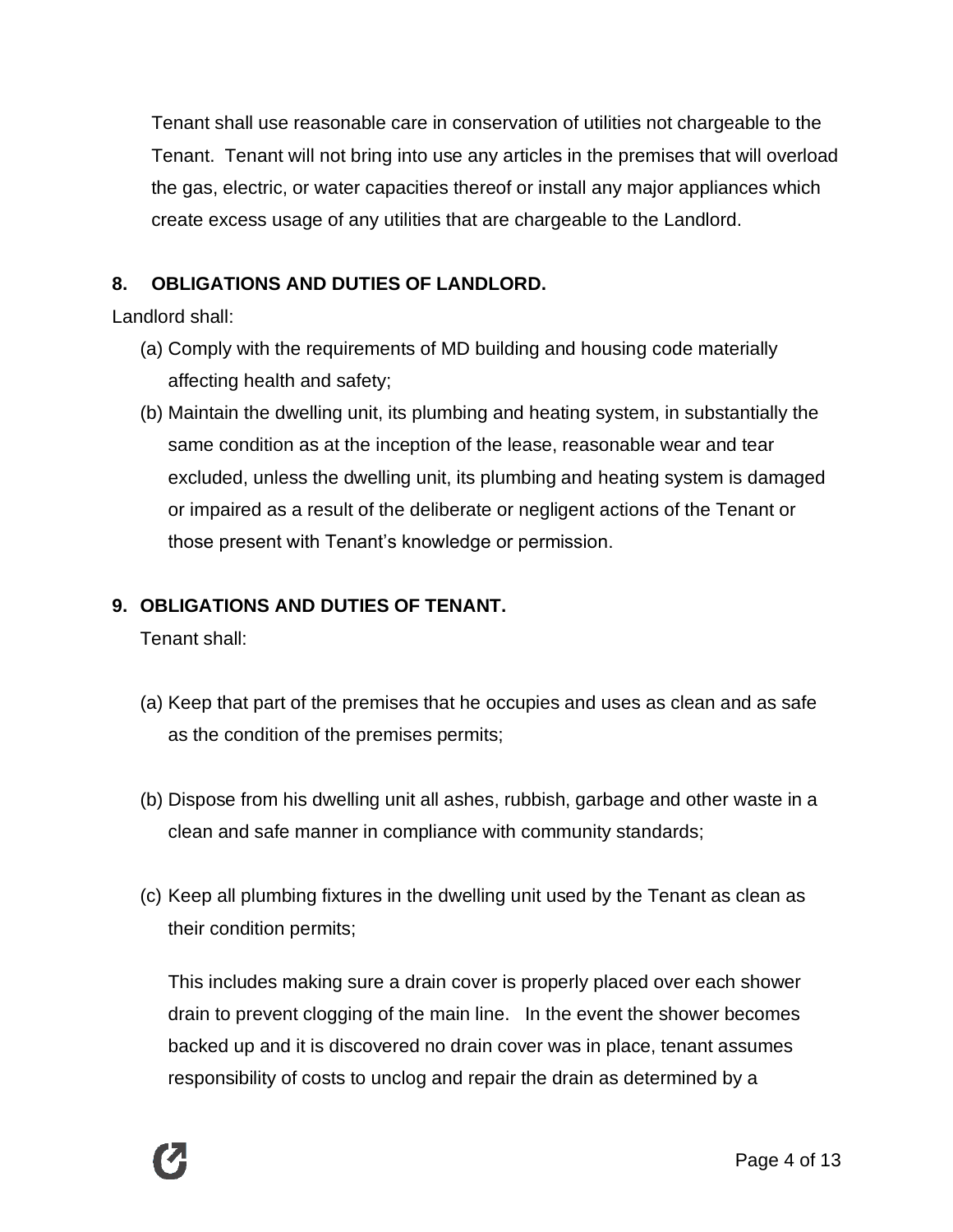Tenant shall use reasonable care in conservation of utilities not chargeable to the Tenant. Tenant will not bring into use any articles in the premises that will overload the gas, electric, or water capacities thereof or install any major appliances which create excess usage of any utilities that are chargeable to the Landlord.

**8. OBLIGATIONS AND DUTIES OF LANDLORD.**

Landlord shall:

(a) Comply with the requirements of MD building and housing code materially affecting health and safety;

(b) Maintain the dwelling unit, its plumbing and heating system, in substantially the same condition as at the inception of the lease, reasonable wear and tear excluded, unless the dwelling unit, its plumbing and heating system is damaged or impaired as a result of the deliberate or negligent actions of the Tenant or those present with Tenant's knowledge or permission.

**9. OBLIGATIONS AND DUTIES OF TENANT.**

Tenant shall:

(a) Keep that part of the premises that he occupies and uses as clean and as safe as the condition of the premises permits;

(b) Dispose from his dwelling unit all ashes, rubbish, garbage and other waste in a clean and safe manner in compliance with community standards;

(c) Keep all plumbing fixtures in the dwelling unit used by the Tenant as clean as their condition permits;

This includes making sure a drain cover is properly placed over each shower drain to prevent clogging of the main line. In the event the shower becomes backed up and it is discovered no drain cover was in place, tenant assumes responsibility of costs to unclog and repair the drain as determined by a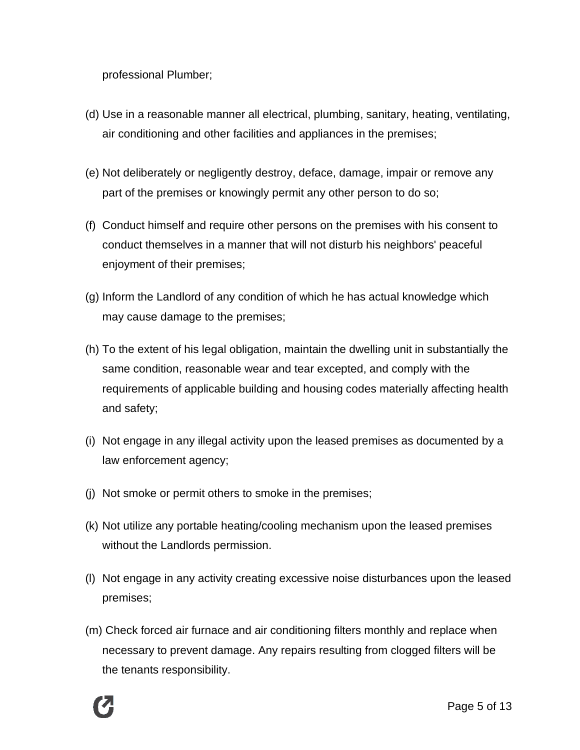professional Plumber;

(d) Use in a reasonable manner all electrical, plumbing, sanitary, heating, ventilating, air conditioning and other facilities and appliances in the premises;

(e) Not deliberately or negligently destroy, deface, damage, impair or remove any part of the premises or knowingly permit any other person to do so;

(f) Conduct himself and require other persons on the premises with his consent to conduct themselves in a manner that will not disturb his neighbors' peaceful enjoyment of their premises;

(g) Inform the Landlord of any condition of which he has actual knowledge which may cause damage to the premises;

(h) To the extent of his legal obligation, maintain the dwelling unit in substantially the same condition, reasonable wear and tear excepted, and comply with the requirements of applicable building and housing codes materially affecting health and safety;

(i) Not engage in any illegal activity upon the leased premises as documented by a law enforcement agency;

(j) Not smoke or permit others to smoke in the premises;

(k) Not utilize any portable heating/cooling mechanism upon the leased premises without the Landlords permission.

(l) Not engage in any activity creating excessive noise disturbances upon the leased premises;

(m) Check forced air furnace and air conditioning filters monthly and replace when necessary to prevent damage. Any repairs resulting from clogged filters will be the tenants responsibility.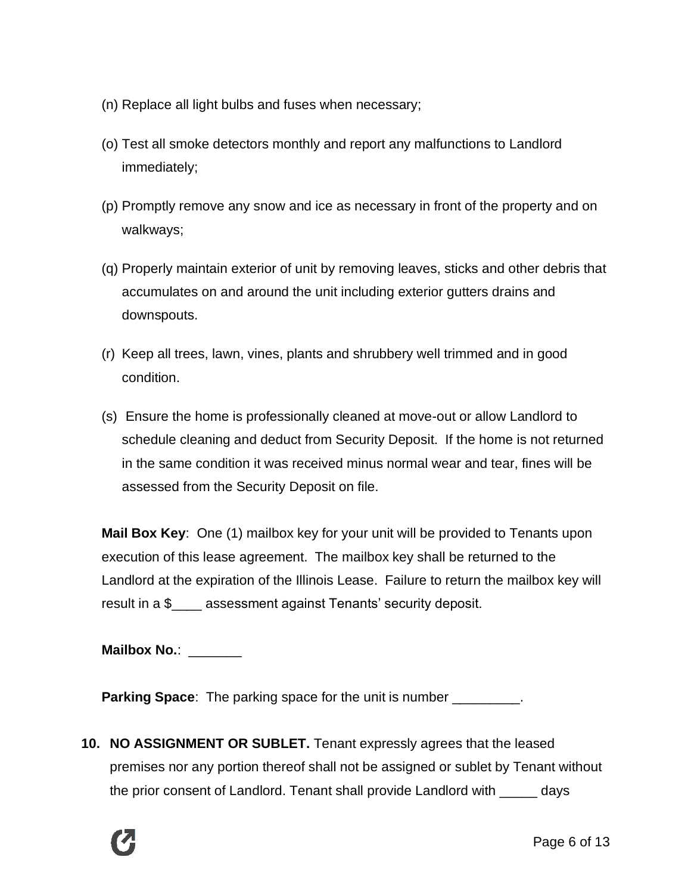(n) Replace all light bulbs and fuses when necessary;

(o) Test all smoke detectors monthly and report any malfunctions to Landlord immediately;

(p) Promptly remove any snow and ice as necessary in front of the property and on walkways;

(q) Properly maintain exterior of unit by removing leaves, sticks and other debris that accumulates on and around the unit including exterior gutters drains and downspouts.

(r) Keep all trees, lawn, vines, plants and shrubbery well trimmed and in good condition.

(s) Ensure the home is professionally cleaned at move-out or allow Landlord to schedule cleaning and deduct from Security Deposit. If the home is not returned in the same condition it was received minus normal wear and tear, fines will be assessed from the Security Deposit on file.

**Mail Box Key**: One (1) mailbox key for your unit will be provided to Tenants upon execution of this lease agreement. The mailbox key shall be returned to the Landlord at the expiration of the Illinois Lease. Failure to return the mailbox key will result in a $____ assessment against Tenants' security deposit.

**Mailbox No.**: _______

**Parking Space**: The parking space for the unit is number _________.

**10. NO ASSIGNMENT OR SUBLET.** Tenant expressly agrees that the leased premises nor any portion thereof shall not be assigned or sublet by Tenant without the prior consent of Landlord. Tenant shall provide Landlord with _____ days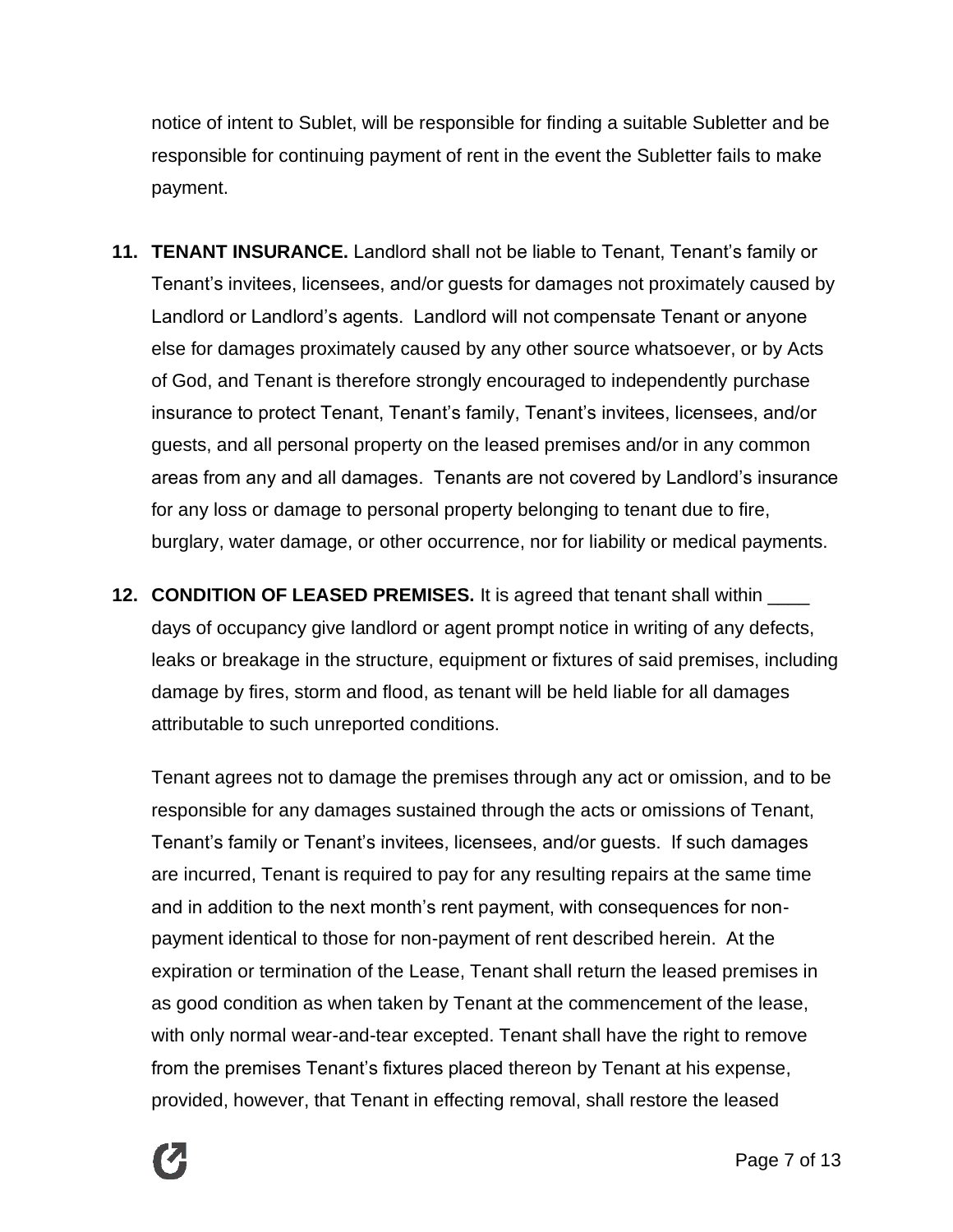notice of intent to Sublet, will be responsible for finding a suitable Subletter and be responsible for continuing payment of rent in the event the Subletter fails to make payment.

11. **TENANT INSURANCE.** Landlord shall not be liable to Tenant, Tenant's family or Tenant's invitees, licensees, and/or guests for damages not proximately caused by Landlord or Landlord's agents. Landlord will not compensate Tenant or anyone else for damages proximately caused by any other source whatsoever, or by Acts of God, and Tenant is therefore strongly encouraged to independently purchase insurance to protect Tenant, Tenant's family, Tenant's invitees, licensees, and/or guests, and all personal property on the leased premises and/or in any common areas from any and all damages. Tenants are not covered by Landlord's insurance for any loss or damage to personal property belonging to tenant due to fire, burglary, water damage, or other occurrence, nor for liability or medical payments.

12. **CONDITION OF LEASED PREMISES.** It is agreed that tenant shall within ____ days of occupancy give landlord or agent prompt notice in writing of any defects, leaks or breakage in the structure, equipment or fixtures of said premises, including damage by fires, storm and flood, as tenant will be held liable for all damages attributable to such unreported conditions.

    Tenant agrees not to damage the premises through any act or omission, and to be responsible for any damages sustained through the acts or omissions of Tenant, Tenant's family or Tenant's invitees, licensees, and/or guests. If such damages are incurred, Tenant is required to pay for any resulting repairs at the same time and in addition to the next month's rent payment, with consequences for non-payment identical to those for non-payment of rent described herein. At the expiration or termination of the Lease, Tenant shall return the leased premises in as good condition as when taken by Tenant at the commencement of the lease, with only normal wear-and-tear excepted. Tenant shall have the right to remove from the premises Tenant's fixtures placed thereon by Tenant at his expense, provided, however, that Tenant in effecting removal, shall restore the leased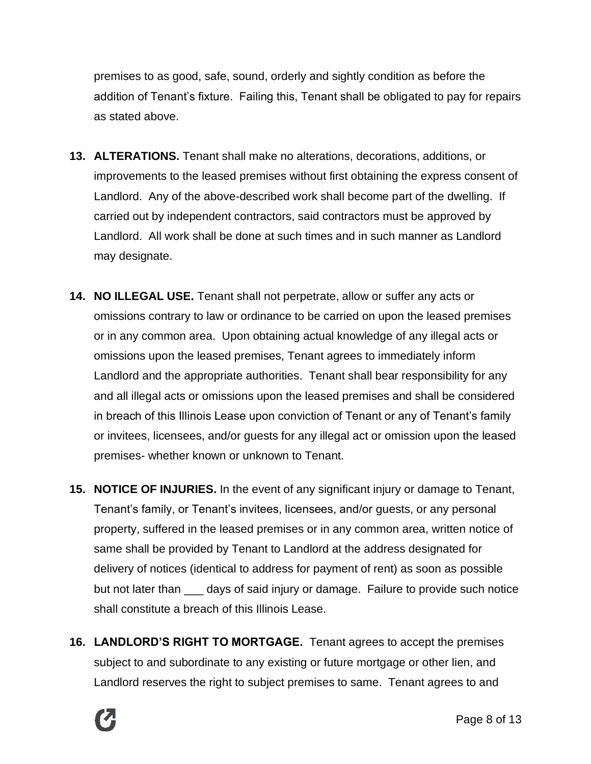premises to as good, safe, sound, orderly and sightly condition as before the addition of Tenant's fixture. Failing this, Tenant shall be obligated to pay for repairs as stated above.

13. **ALTERATIONS.** Tenant shall make no alterations, decorations, additions, or improvements to the leased premises without first obtaining the express consent of Landlord. Any of the above-described work shall become part of the dwelling. If carried out by independent contractors, said contractors must be approved by Landlord. All work shall be done at such times and in such manner as Landlord may designate.

14. **NO ILLEGAL USE.** Tenant shall not perpetrate, allow or suffer any acts or omissions contrary to law or ordinance to be carried on upon the leased premises or in any common area. Upon obtaining actual knowledge of any illegal acts or omissions upon the leased premises, Tenant agrees to immediately inform Landlord and the appropriate authorities. Tenant shall bear responsibility for any and all illegal acts or omissions upon the leased premises and shall be considered in breach of this Illinois Lease upon conviction of Tenant or any of Tenant's family or invitees, licensees, and/or guests for any illegal act or omission upon the leased premises- whether known or unknown to Tenant.

15. **NOTICE OF INJURIES.** In the event of any significant injury or damage to Tenant, Tenant's family, or Tenant's invitees, licensees, and/or guests, or any personal property, suffered in the leased premises or in any common area, written notice of same shall be provided by Tenant to Landlord at the address designated for delivery of notices (identical to address for payment of rent) as soon as possible but not later than ___ days of said injury or damage. Failure to provide such notice shall constitute a breach of this Illinois Lease.

16. **LANDLORD'S RIGHT TO MORTGAGE.** Tenant agrees to accept the premises subject to and subordinate to any existing or future mortgage or other lien, and Landlord reserves the right to subject premises to same. Tenant agrees to and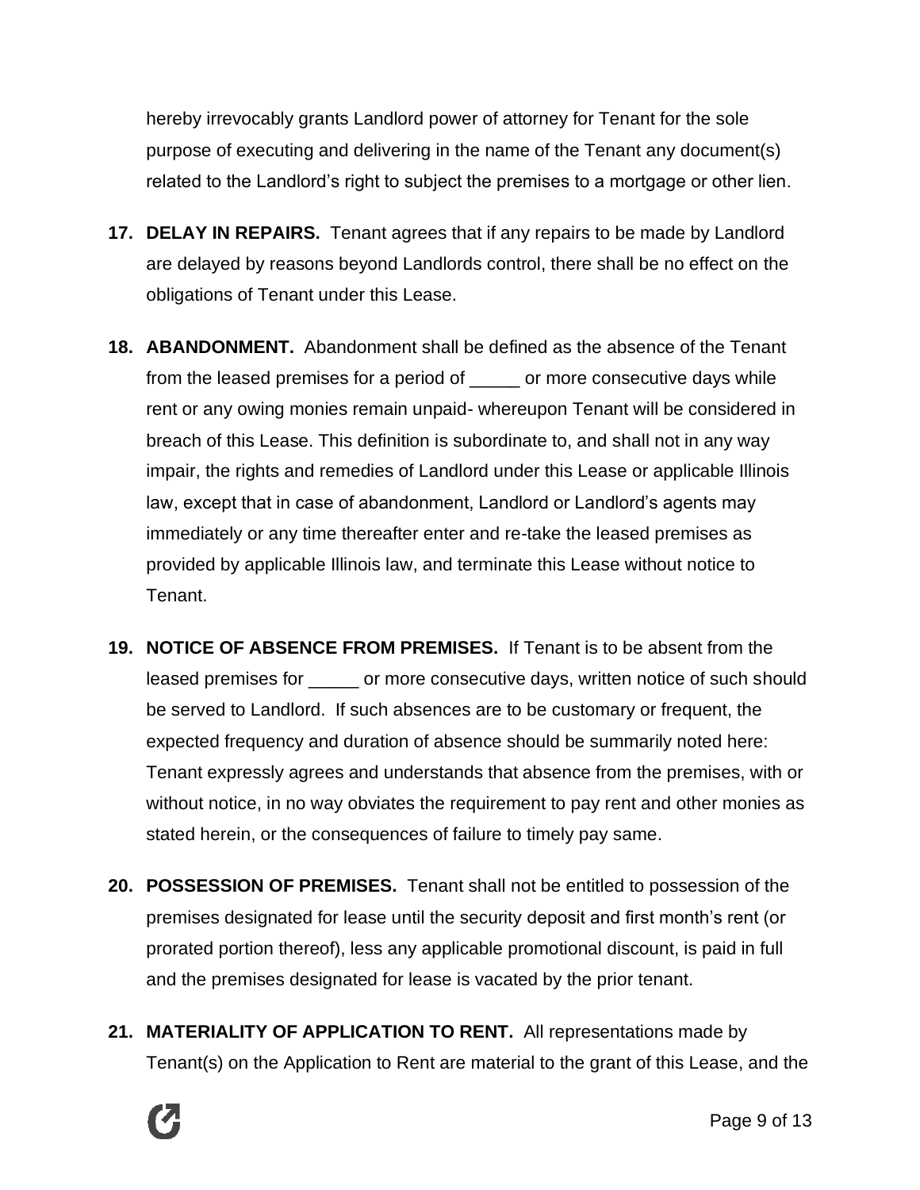hereby irrevocably grants Landlord power of attorney for Tenant for the sole purpose of executing and delivering in the name of the Tenant any document(s) related to the Landlord's right to subject the premises to a mortgage or other lien.

17. **DELAY IN REPAIRS.** Tenant agrees that if any repairs to be made by Landlord are delayed by reasons beyond Landlords control, there shall be no effect on the obligations of Tenant under this Lease.

18. **ABANDONMENT.** Abandonment shall be defined as the absence of the Tenant from the leased premises for a period of _____ or more consecutive days while rent or any owing monies remain unpaid- whereupon Tenant will be considered in breach of this Lease. This definition is subordinate to, and shall not in any way impair, the rights and remedies of Landlord under this Lease or applicable Illinois law, except that in case of abandonment, Landlord or Landlord's agents may immediately or any time thereafter enter and re-take the leased premises as provided by applicable Illinois law, and terminate this Lease without notice to Tenant.

19. **NOTICE OF ABSENCE FROM PREMISES.** If Tenant is to be absent from the leased premises for _____ or more consecutive days, written notice of such should be served to Landlord. If such absences are to be customary or frequent, the expected frequency and duration of absence should be summarily noted here: Tenant expressly agrees and understands that absence from the premises, with or without notice, in no way obviates the requirement to pay rent and other monies as stated herein, or the consequences of failure to timely pay same.

20. **POSSESSION OF PREMISES.** Tenant shall not be entitled to possession of the premises designated for lease until the security deposit and first month's rent (or prorated portion thereof), less any applicable promotional discount, is paid in full and the premises designated for lease is vacated by the prior tenant.

21. **MATERIALITY OF APPLICATION TO RENT.** All representations made by Tenant(s) on the Application to Rent are material to the grant of this Lease, and the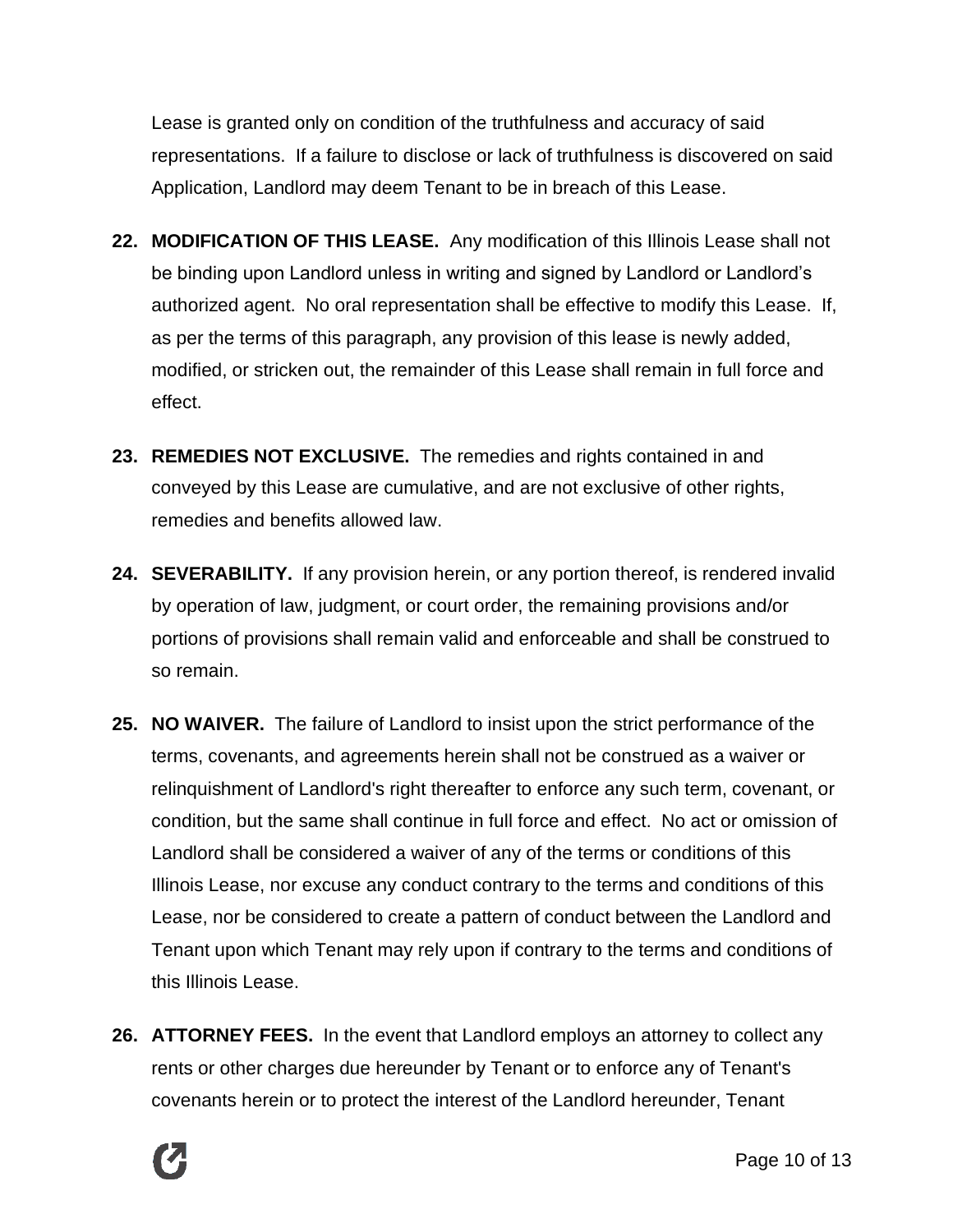Lease is granted only on condition of the truthfulness and accuracy of said representations. If a failure to disclose or lack of truthfulness is discovered on said Application, Landlord may deem Tenant to be in breach of this Lease.

22. **MODIFICATION OF THIS LEASE.** Any modification of this Illinois Lease shall not be binding upon Landlord unless in writing and signed by Landlord or Landlord's authorized agent. No oral representation shall be effective to modify this Lease. If, as per the terms of this paragraph, any provision of this lease is newly added, modified, or stricken out, the remainder of this Lease shall remain in full force and effect.

23. **REMEDIES NOT EXCLUSIVE.** The remedies and rights contained in and conveyed by this Lease are cumulative, and are not exclusive of other rights, remedies and benefits allowed law.

24. **SEVERABILITY.** If any provision herein, or any portion thereof, is rendered invalid by operation of law, judgment, or court order, the remaining provisions and/or portions of provisions shall remain valid and enforceable and shall be construed to so remain.

25. **NO WAIVER.** The failure of Landlord to insist upon the strict performance of the terms, covenants, and agreements herein shall not be construed as a waiver or relinquishment of Landlord's right thereafter to enforce any such term, covenant, or condition, but the same shall continue in full force and effect. No act or omission of Landlord shall be considered a waiver of any of the terms or conditions of this Illinois Lease, nor excuse any conduct contrary to the terms and conditions of this Lease, nor be considered to create a pattern of conduct between the Landlord and Tenant upon which Tenant may rely upon if contrary to the terms and conditions of this Illinois Lease.

26. **ATTORNEY FEES.** In the event that Landlord employs an attorney to collect any rents or other charges due hereunder by Tenant or to enforce any of Tenant's covenants herein or to protect the interest of the Landlord hereunder, Tenant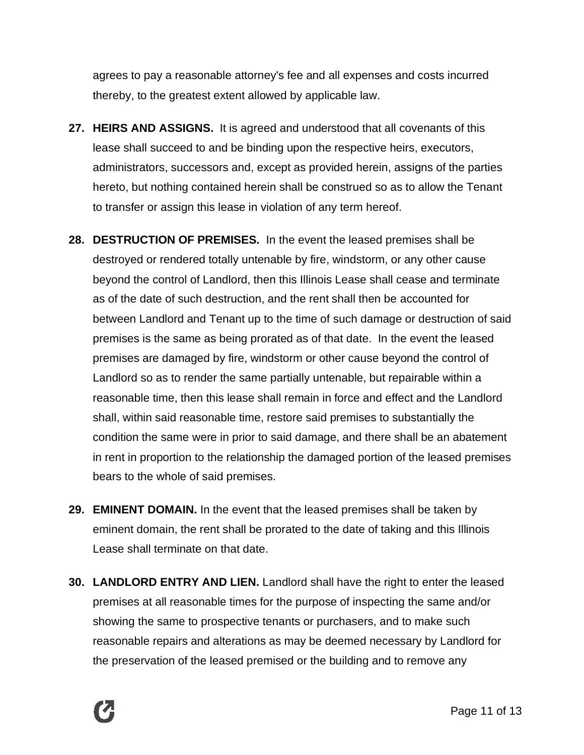agrees to pay a reasonable attorney's fee and all expenses and costs incurred thereby, to the greatest extent allowed by applicable law.

27. **HEIRS AND ASSIGNS.** It is agreed and understood that all covenants of this lease shall succeed to and be binding upon the respective heirs, executors, administrators, successors and, except as provided herein, assigns of the parties hereto, but nothing contained herein shall be construed so as to allow the Tenant to transfer or assign this lease in violation of any term hereof.

28. **DESTRUCTION OF PREMISES.** In the event the leased premises shall be destroyed or rendered totally untenable by fire, windstorm, or any other cause beyond the control of Landlord, then this Illinois Lease shall cease and terminate as of the date of such destruction, and the rent shall then be accounted for between Landlord and Tenant up to the time of such damage or destruction of said premises is the same as being prorated as of that date. In the event the leased premises are damaged by fire, windstorm or other cause beyond the control of Landlord so as to render the same partially untenable, but repairable within a reasonable time, then this lease shall remain in force and effect and the Landlord shall, within said reasonable time, restore said premises to substantially the condition the same were in prior to said damage, and there shall be an abatement in rent in proportion to the relationship the damaged portion of the leased premises bears to the whole of said premises.

29. **EMINENT DOMAIN.** In the event that the leased premises shall be taken by eminent domain, the rent shall be prorated to the date of taking and this Illinois Lease shall terminate on that date.

30. **LANDLORD ENTRY AND LIEN.** Landlord shall have the right to enter the leased premises at all reasonable times for the purpose of inspecting the same and/or showing the same to prospective tenants or purchasers, and to make such reasonable repairs and alterations as may be deemed necessary by Landlord for the preservation of the leased premised or the building and to remove any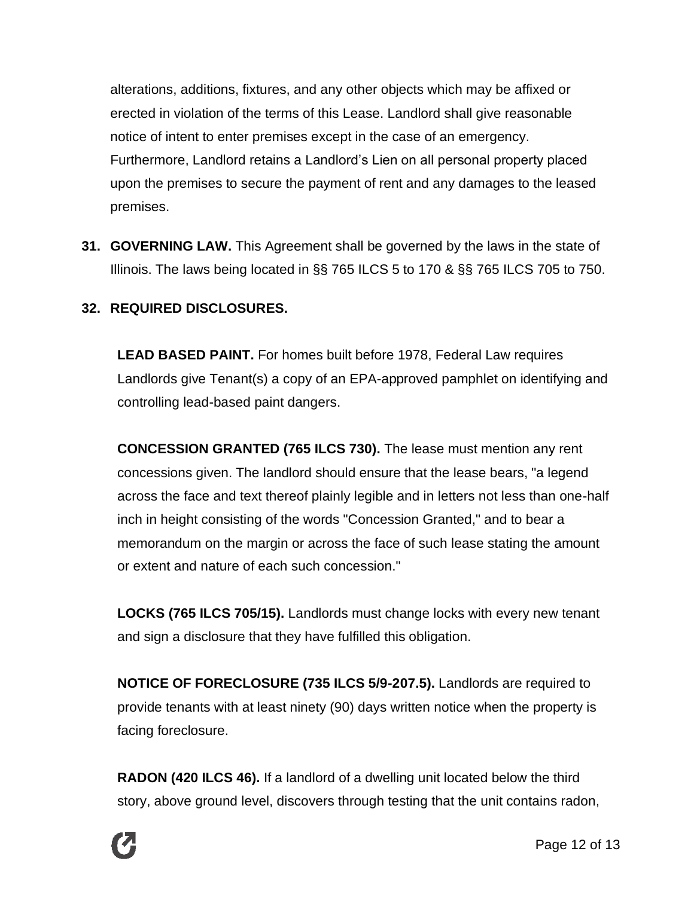alterations, additions, fixtures, and any other objects which may be affixed or erected in violation of the terms of this Lease. Landlord shall give reasonable notice of intent to enter premises except in the case of an emergency. Furthermore, Landlord retains a Landlord's Lien on all personal property placed upon the premises to secure the payment of rent and any damages to the leased premises.

**31. GOVERNING LAW.** This Agreement shall be governed by the laws in the state of Illinois. The laws being located in §§ 765 ILCS 5 to 170 & §§ 765 ILCS 705 to 750.

**32. REQUIRED DISCLOSURES.**

**LEAD BASED PAINT.** For homes built before 1978, Federal Law requires Landlords give Tenant(s) a copy of an EPA-approved pamphlet on identifying and controlling lead-based paint dangers.

**CONCESSION GRANTED (765 ILCS 730).** The lease must mention any rent concessions given. The landlord should ensure that the lease bears, "a legend across the face and text thereof plainly legible and in letters not less than one-half inch in height consisting of the words "Concession Granted," and to bear a memorandum on the margin or across the face of such lease stating the amount or extent and nature of each such concession."

**LOCKS (765 ILCS 705/15).** Landlords must change locks with every new tenant and sign a disclosure that they have fulfilled this obligation.

**NOTICE OF FORECLOSURE (735 ILCS 5/9-207.5).** Landlords are required to provide tenants with at least ninety (90) days written notice when the property is facing foreclosure.

**RADON (420 ILCS 46).** If a landlord of a dwelling unit located below the third story, above ground level, discovers through testing that the unit contains radon,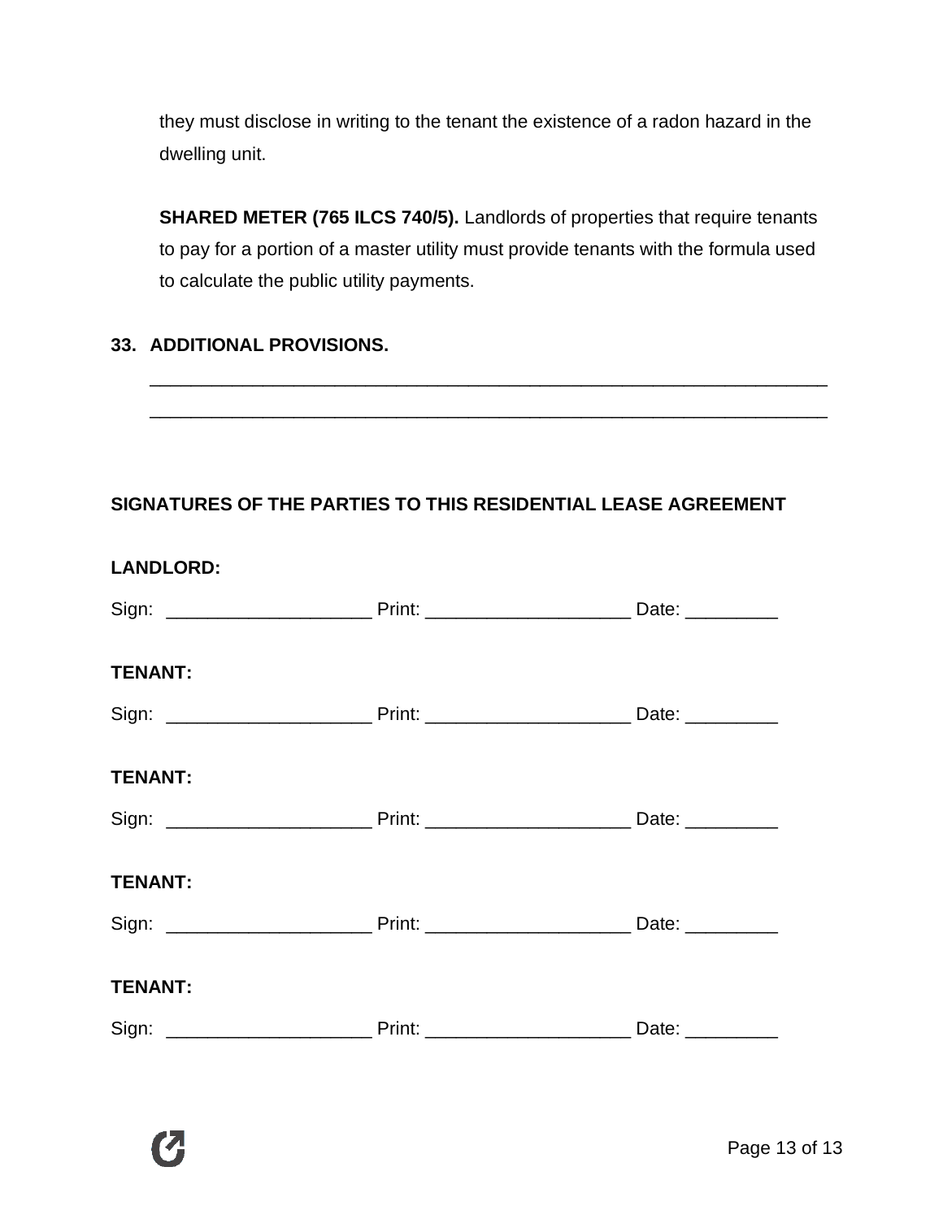they must disclose in writing to the tenant the existence of a radon hazard in the dwelling unit.

**SHARED METER (765 ILCS 740/5).** Landlords of properties that require tenants to pay for a portion of a master utility must provide tenants with the formula used to calculate the public utility payments.

**33. ADDITIONAL PROVISIONS.**

_________________________________________________________________

_________________________________________________________________

**SIGNATURES OF THE PARTIES TO THIS RESIDENTIAL LEASE AGREEMENT**

**LANDLORD:**

Sign: ____________________ Print: ____________________ Date: _________

**TENANT:**

Sign: ____________________ Print: ____________________ Date: _________

**TENANT:**

Sign: ____________________ Print: ____________________ Date: _________

**TENANT:**

Sign: ____________________ Print: ____________________ Date: _________

**TENANT:**

Sign: ____________________ Print: ____________________ Date: _________